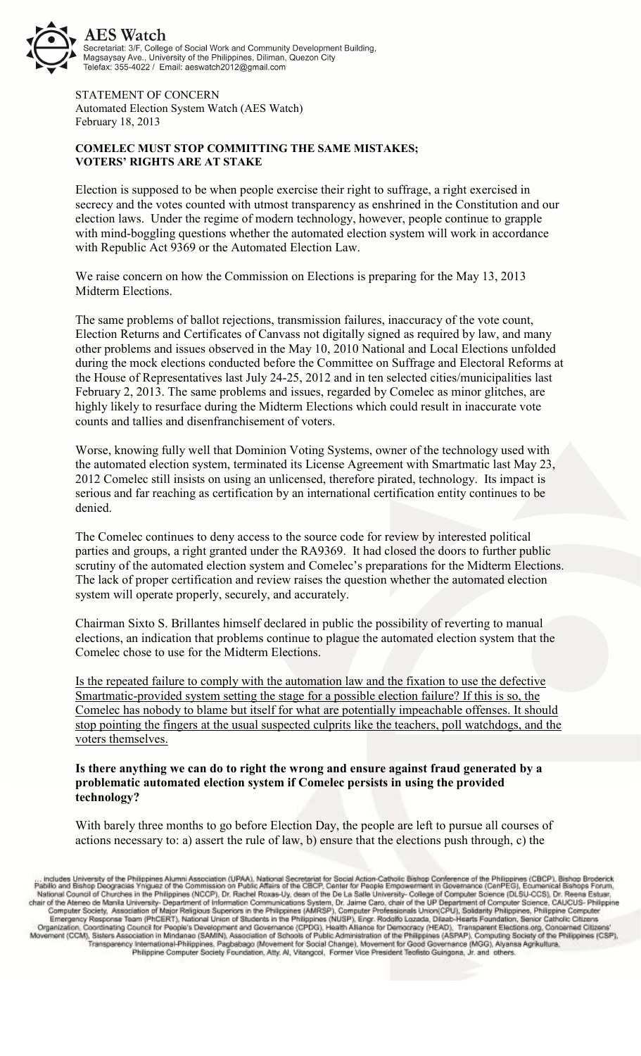**AES Watch**
Secretariat: 3/F, College of Social Work and Community Development Building,
Magsaysay Ave., University of the Philippines, Diliman, Quezon City
Telefax: 355-4022 / Email: aeswatch2012@gmail.com

STATEMENT OF CONCERN
Automated Election System Watch (AES Watch)
February 18, 2013

**COMELEC MUST STOP COMMITTING THE SAME MISTAKES; VOTERS' RIGHTS ARE AT STAKE**

Election is supposed to be when people exercise their right to suffrage, a right exercised in secrecy and the votes counted with utmost transparency as enshrined in the Constitution and our election laws. Under the regime of modern technology, however, people continue to grapple with mind-boggling questions whether the automated election system will work in accordance with Republic Act 9369 or the Automated Election Law.

We raise concern on how the Commission on Elections is preparing for the May 13, 2013 Midterm Elections.

The same problems of ballot rejections, transmission failures, inaccuracy of the vote count, Election Returns and Certificates of Canvass not digitally signed as required by law, and many other problems and issues observed in the May 10, 2010 National and Local Elections unfolded during the mock elections conducted before the Committee on Suffrage and Electoral Reforms at the House of Representatives last July 24-25, 2012 and in ten selected cities/municipalities last February 2, 2013. The same problems and issues, regarded by Comelec as minor glitches, are highly likely to resurface during the Midterm Elections which could result in inaccurate vote counts and tallies and disenfranchisement of voters.

Worse, knowing fully well that Dominion Voting Systems, owner of the technology used with the automated election system, terminated its License Agreement with Smartmatic last May 23, 2012 Comelec still insists on using an unlicensed, therefore pirated, technology. Its impact is serious and far reaching as certification by an international certification entity continues to be denied.

The Comelec continues to deny access to the source code for review by interested political parties and groups, a right granted under the RA9369. It had closed the doors to further public scrutiny of the automated election system and Comelec's preparations for the Midterm Elections. The lack of proper certification and review raises the question whether the automated election system will operate properly, securely, and accurately.

Chairman Sixto S. Brillantes himself declared in public the possibility of reverting to manual elections, an indication that problems continue to plague the automated election system that the Comelec chose to use for the Midterm Elections.

<u>Is the repeated failure to comply with the automation law and the fixation to use the defective Smartmatic-provided system setting the stage for a possible election failure? If this is so, the Comelec has nobody to blame but itself for what are potentially impeachable offenses. It should stop pointing the fingers at the usual suspected culprits like the teachers, poll watchdogs, and the voters themselves.</u>

**Is there anything we can do to right the wrong and ensure against fraud generated by a problematic automated election system if Comelec persists in using the provided technology?**

With barely three months to go before Election Day, the people are left to pursue all courses of actions necessary to: a) assert the rule of law, b) ensure that the elections push through, c) the

... includes University of the Philippines Alumni Association (UPAA), National Secretariat for Social Action-Catholic Bishop Conference of the Philippines (CBCP), Bishop Broderick Pabillo and Bishop Deogracias Yniguez of the Commission on Public Affairs of the CBCP, Center for People Empowerment in Governance (CenPEG), Ecumenical Bishops Forum, National Council of Churches in the Philippines (NCCP), Dr. Rachel Roxas-Uy, dean of the De La Salle University- College of Computer Science (DLSU-CCS), Dr. Reena Estuar, chair of the Ateneo de Manila University- Department of Information Communications System, Dr. Jaime Caro, chair of the UP Department of Computer Science, CAUCUS- Philippine Computer Society, Association of Major Religious Superiors in the Philippines (AMRSP), Computer Professionals Union(CPU), Solidarity Philippines, Philippine Computer Emergency Response Team (PhCERT), National Union of Students in the Philippines (NUSP), Engr. Rodolfo Lozada, Dilaab-Hearts Foundation, Senior Catholic Citizens Organization, Coordinating Council for People's Development and Governance (CPDG), Health Alliance for Democracy (HEAD), Transparent Elections.org, Concerned Citizens' Movement (CCM), Sisters Association in Mindanao (SAMIN), Association of Schools of Public Administration of the Philippines (ASPAP), Computing Society of the Philippines (CSP), Transparency International-Philippines, Pagbabago (Movement for Social Change), Movement for Good Governance (MGG), Alyansa Agrikultura, Philippine Computer Society Foundation, Atty. Al, Vitangcol, Former Vice President Teofisto Guingona, Jr. and others.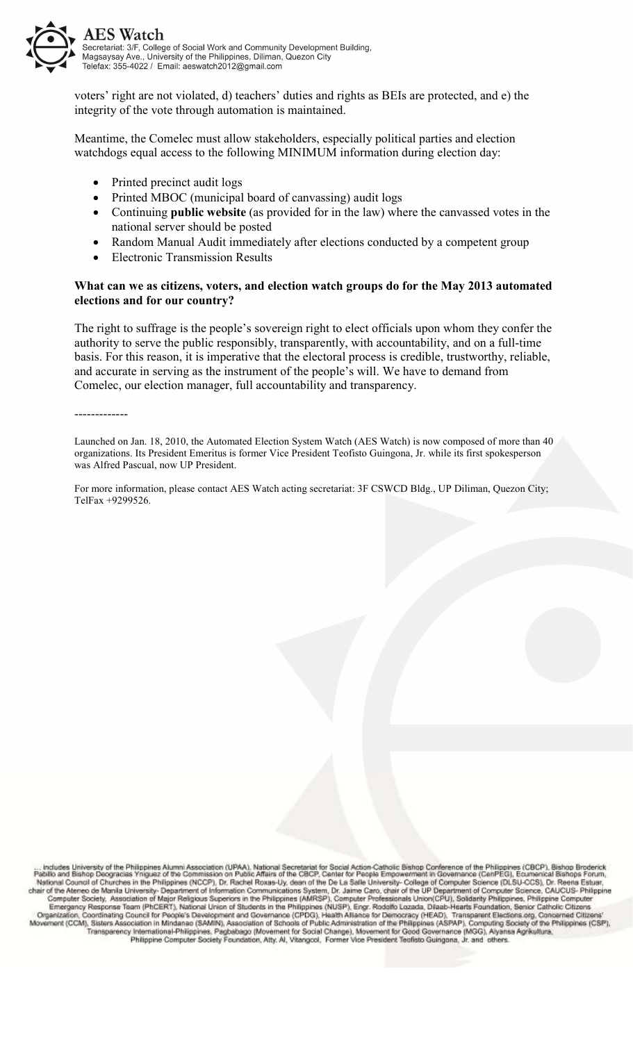voters' right are not violated, d) teachers' duties and rights as BEIs are protected, and e) the integrity of the vote through automation is maintained.

Meantime, the Comelec must allow stakeholders, especially political parties and election watchdogs equal access to the following MINIMUM information during election day:

- Printed precinct audit logs
- Printed MBOC (municipal board of canvassing) audit logs
- Continuing **public website** (as provided for in the law) where the canvassed votes in the national server should be posted
- Random Manual Audit immediately after elections conducted by a competent group
- Electronic Transmission Results

**What can we as citizens, voters, and election watch groups do for the May 2013 automated elections and for our country?**

The right to suffrage is the people's sovereign right to elect officials upon whom they confer the authority to serve the public responsibly, transparently, with accountability, and on a full-time basis. For this reason, it is imperative that the electoral process is credible, trustworthy, reliable, and accurate in serving as the instrument of the people's will. We have to demand from Comelec, our election manager, full accountability and transparency.

-------------

Launched on Jan. 18, 2010, the Automated Election System Watch (AES Watch) is now composed of more than 40 organizations. Its President Emeritus is former Vice President Teofisto Guingona, Jr. while its first spokesperson was Alfred Pascual, now UP President.

For more information, please contact AES Watch acting secretariat: 3F CSWCD Bldg., UP Diliman, Quezon City; TelFax +9299526.

... includes University of the Philippines Alumni Association (UPAA), National Secretariat for Social Action-Catholic Bishop Conference of the Philippines (CBCP), Bishop Broderick Pabillo and Bishop Deogracias Yniguez of the Commission on Public Affairs of the CBCP, Center for People Empowerment in Governance (CenPEG), Ecumenical Bishops Forum, National Council of Churches in the Philippines (NCCP), Dr. Rachel Roxas-Uy, dean of the De La Salle University- College of Computer Science (DLSU-CCS), Dr. Reena Estuar, chair of the Ateneo de Manila University- Department of Information Communications System, Dr. Jaime Caro, chair of the UP Department of Computer Science, CAUCUS- Philippine Computer Society, Association of Major Religious Superiors in the Philippines (AMRSP), Computer Professionals Union(CPU), Solidarity Philippines, Philippine Computer Emergency Response Team (PhCERT), National Union of Students in the Philippines (NUSP), Engr. Rodolfo Lozada, Dilaab-Hearts Foundation, Senior Catholic Citizens Organization, Coordinating Council for People's Development and Governance (CPDG), Health Alliance for Democracy (HEAD), Transparent Elections.org, Concerned Citizens' Movement (CCM), Sisters Association in Mindanao (SAMIN), Association of Schools of Public Administration of the Philippines (ASPAP), Computing Society of the Philippines (CSP), Transparency International-Philippines, Pagbabago (Movement for Social Change), Movement for Good Governance (MGG), Alyansa Agrikultura, Philippine Computer Society Foundation, Atty. Al, Vitangcol, Former Vice President Teofisto Guingona, Jr. and others.